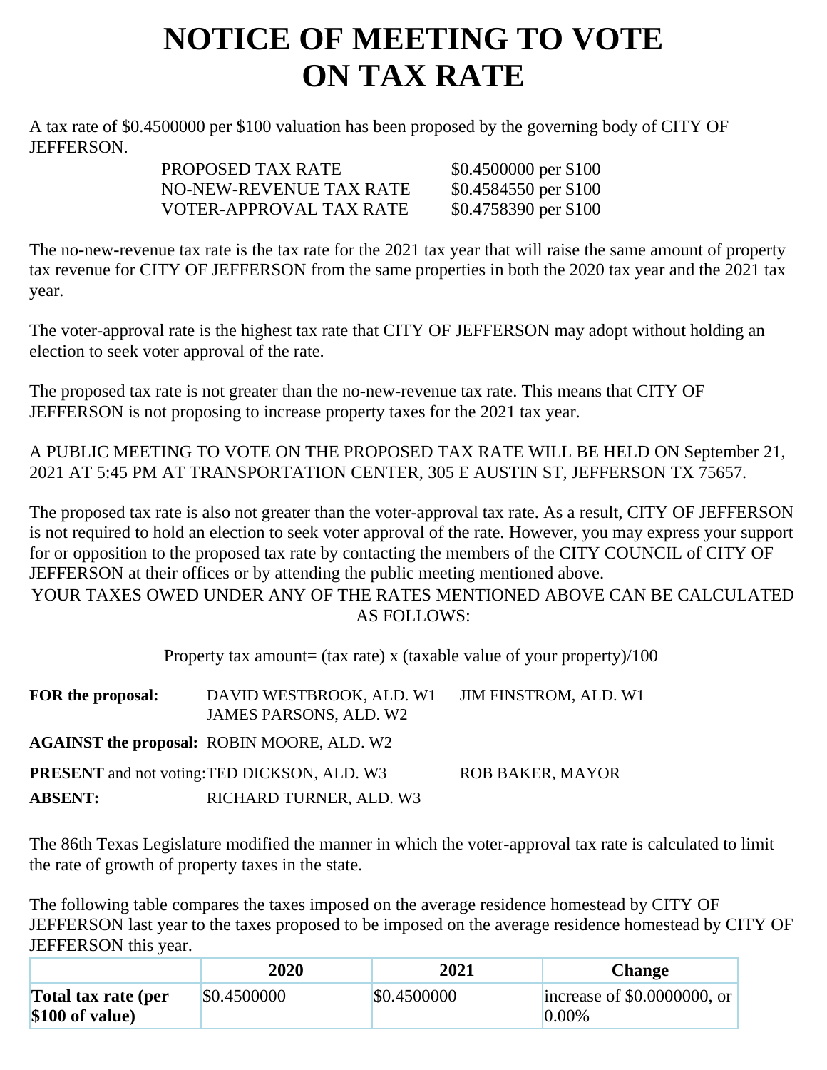# NOTICE OF MEETING TO VOTE ON TAX RATE

A tax rate of $0.4500000 per $100 valuation has been proposed by the governing body of CITY OF JEFFERSON.

| | |
|---|---|
| PROPOSED TAX RATE | $0.4500000 per $100 |
| NO-NEW-REVENUE TAX RATE | $0.4584550 per $100 |
| VOTER-APPROVAL TAX RATE | $0.4758390 per $100 |

The no-new-revenue tax rate is the tax rate for the 2021 tax year that will raise the same amount of property tax revenue for CITY OF JEFFERSON from the same properties in both the 2020 tax year and the 2021 tax year.

The voter-approval rate is the highest tax rate that CITY OF JEFFERSON may adopt without holding an election to seek voter approval of the rate.

The proposed tax rate is not greater than the no-new-revenue tax rate. This means that CITY OF JEFFERSON is not proposing to increase property taxes for the 2021 tax year.

A PUBLIC MEETING TO VOTE ON THE PROPOSED TAX RATE WILL BE HELD ON September 21, 2021 AT 5:45 PM AT TRANSPORTATION CENTER, 305 E AUSTIN ST, JEFFERSON TX 75657.

The proposed tax rate is also not greater than the voter-approval tax rate. As a result, CITY OF JEFFERSON is not required to hold an election to seek voter approval of the rate. However, you may express your support for or opposition to the proposed tax rate by contacting the members of the CITY COUNCIL of CITY OF JEFFERSON at their offices or by attending the public meeting mentioned above.

YOUR TAXES OWED UNDER ANY OF THE RATES MENTIONED ABOVE CAN BE CALCULATED AS FOLLOWS:

Property tax amount= (tax rate) x (taxable value of your property)/100

| | | |
|---|---|---|
| **FOR the proposal:** | DAVID WESTBROOK, ALD. W1<br>JAMES PARSONS, ALD. W2 | JIM FINSTROM, ALD. W1 |
| **AGAINST the proposal:** | ROBIN MOORE, ALD. W2 | |
| **PRESENT** and not voting: | TED DICKSON, ALD. W3 | ROB BAKER, MAYOR |
| **ABSENT:** | RICHARD TURNER, ALD. W3 | |

The 86th Texas Legislature modified the manner in which the voter-approval tax rate is calculated to limit the rate of growth of property taxes in the state.

The following table compares the taxes imposed on the average residence homestead by CITY OF JEFFERSON last year to the taxes proposed to be imposed on the average residence homestead by CITY OF JEFFERSON this year.

| | 2020 | 2021 | Change |
|---|---|---|---|
| **Total tax rate (per $100 of value)** | $0.4500000 | $0.4500000 | increase of $0.0000000, or 0.00% |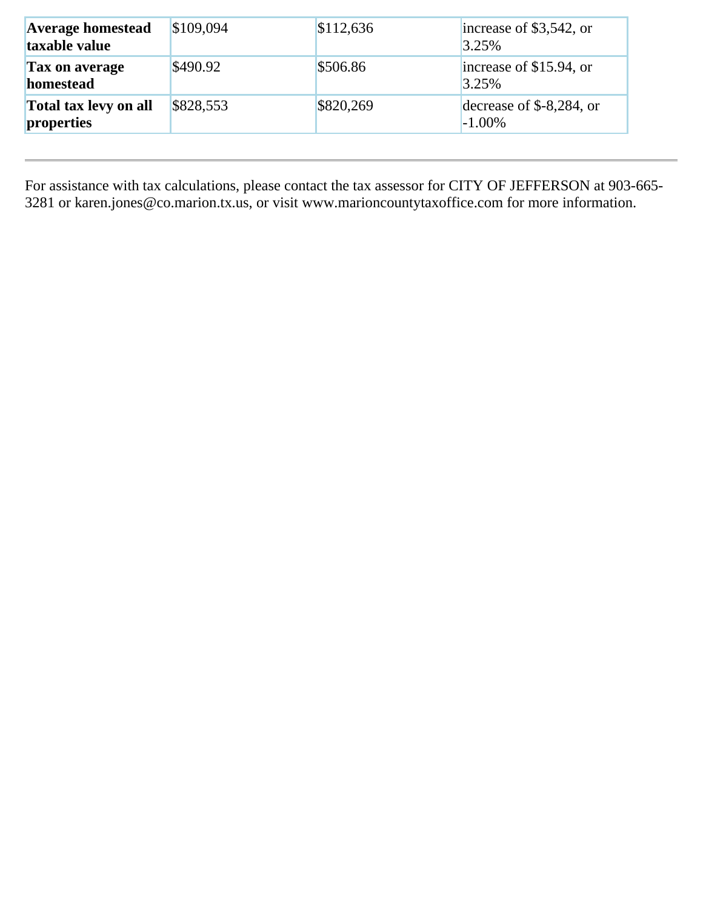| | | | |
|---|---|---|---|
| **Average homestead taxable value** | $109,094 | $112,636 | increase of $3,542, or 3.25% |
| **Tax on average homestead** | $490.92 | $506.86 | increase of $15.94, or 3.25% |
| **Total tax levy on all properties** | $828,553 | $820,269 | decrease of $-8,284, or -1.00% |

---

For assistance with tax calculations, please contact the tax assessor for CITY OF JEFFERSON at 903-665-3281 or karen.jones@co.marion.tx.us, or visit www.marioncountytaxoffice.com for more information.